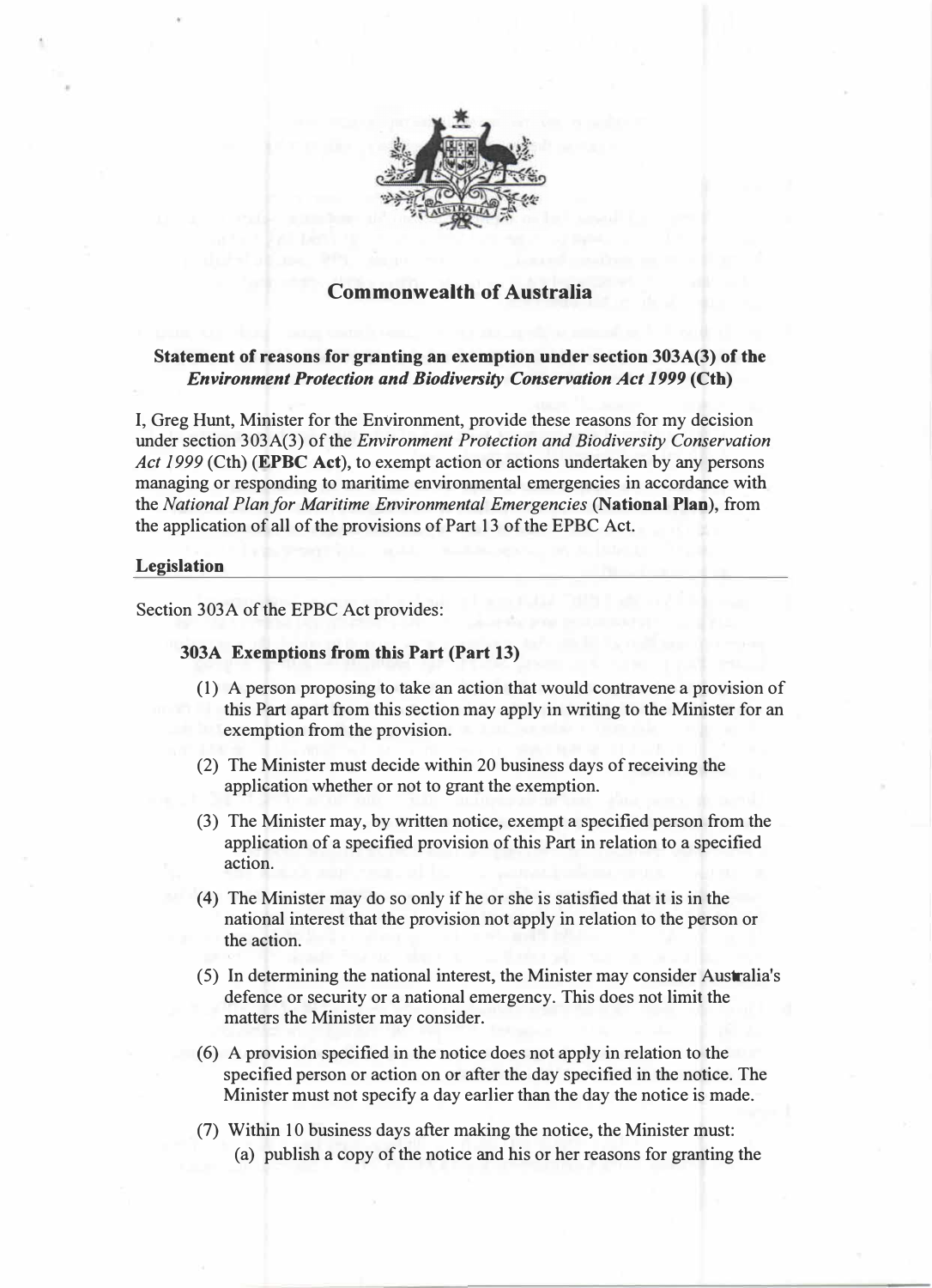# Commonwealth of Australia

## Statement of reasons for granting an exemption under section 303A(3) of the *Environment Protection and Biodiversity Conservation Act 1999* (Cth)

I, Greg Hunt, Minister for the Environment, provide these reasons for my decision under section 303A(3) of the *Environment Protection and Biodiversity Conservation Act 1999* (Cth) (**EPBC Act**), to exempt action or actions undertaken by any persons managing or responding to maritime environmental emergencies in accordance with the *National Plan for Maritime Environmental Emergencies* (**National Plan**), from the application of all of the provisions of Part 13 of the EPBC Act.

### Legislation

Section 303A of the EPBC Act provides:

**303A Exemptions from this Part (Part 13)**

(1) A person proposing to take an action that would contravene a provision of this Part apart from this section may apply in writing to the Minister for an exemption from the provision.

(2) The Minister must decide within 20 business days of receiving the application whether or not to grant the exemption.

(3) The Minister may, by written notice, exempt a specified person from the application of a specified provision of this Part in relation to a specified action.

(4) The Minister may do so only if he or she is satisfied that it is in the national interest that the provision not apply in relation to the person or the action.

(5) In determining the national interest, the Minister may consider Australia's defence or security or a national emergency. This does not limit the matters the Minister may consider.

(6) A provision specified in the notice does not apply in relation to the specified person or action on or after the day specified in the notice. The Minister must not specify a day earlier than the day the notice is made.

(7) Within 10 business days after making the notice, the Minister must:

(a) publish a copy of the notice and his or her reasons for granting the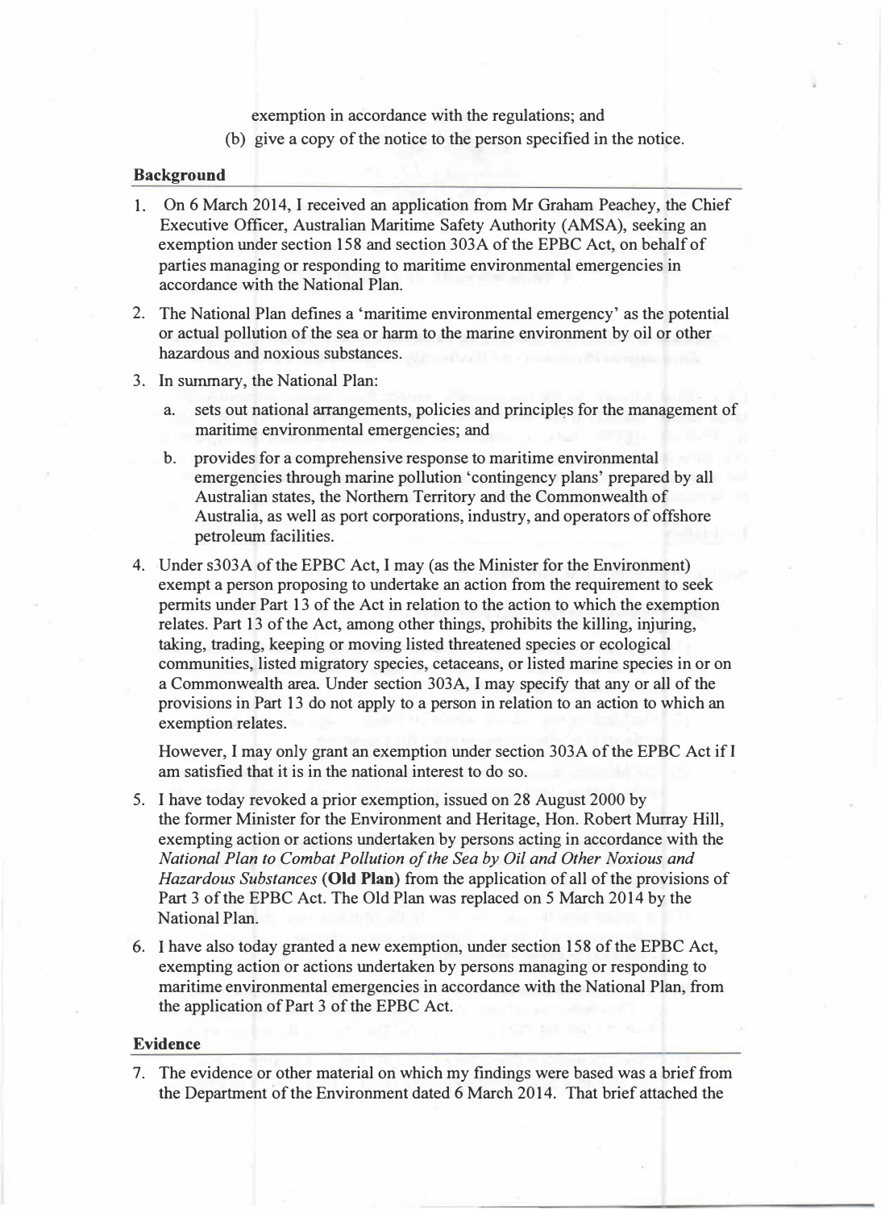exemption in accordance with the regulations; and

(b) give a copy of the notice to the person specified in the notice.

## Background

1. On 6 March 2014, I received an application from Mr Graham Peachey, the Chief Executive Officer, Australian Maritime Safety Authority (AMSA), seeking an exemption under section 158 and section 303A of the EPBC Act, on behalf of parties managing or responding to maritime environmental emergencies in accordance with the National Plan.

2. The National Plan defines a 'maritime environmental emergency' as the potential or actual pollution of the sea or harm to the marine environment by oil or other hazardous and noxious substances.

3. In summary, the National Plan:
   a. sets out national arrangements, policies and principles for the management of maritime environmental emergencies; and
   b. provides for a comprehensive response to maritime environmental emergencies through marine pollution 'contingency plans' prepared by all Australian states, the Northern Territory and the Commonwealth of Australia, as well as port corporations, industry, and operators of offshore petroleum facilities.

4. Under s303A of the EPBC Act, I may (as the Minister for the Environment) exempt a person proposing to undertake an action from the requirement to seek permits under Part 13 of the Act in relation to the action to which the exemption relates. Part 13 of the Act, among other things, prohibits the killing, injuring, taking, trading, keeping or moving listed threatened species or ecological communities, listed migratory species, cetaceans, or listed marine species in or on a Commonwealth area. Under section 303A, I may specify that any or all of the provisions in Part 13 do not apply to a person in relation to an action to which an exemption relates.

   However, I may only grant an exemption under section 303A of the EPBC Act if I am satisfied that it is in the national interest to do so.

5. I have today revoked a prior exemption, issued on 28 August 2000 by the former Minister for the Environment and Heritage, Hon. Robert Murray Hill, exempting action or actions undertaken by persons acting in accordance with the *National Plan to Combat Pollution of the Sea by Oil and Other Noxious and Hazardous Substances* (**Old Plan**) from the application of all of the provisions of Part 3 of the EPBC Act. The Old Plan was replaced on 5 March 2014 by the National Plan.

6. I have also today granted a new exemption, under section 158 of the EPBC Act, exempting action or actions undertaken by persons managing or responding to maritime environmental emergencies in accordance with the National Plan, from the application of Part 3 of the EPBC Act.

## Evidence

7. The evidence or other material on which my findings were based was a brief from the Department of the Environment dated 6 March 2014. That brief attached the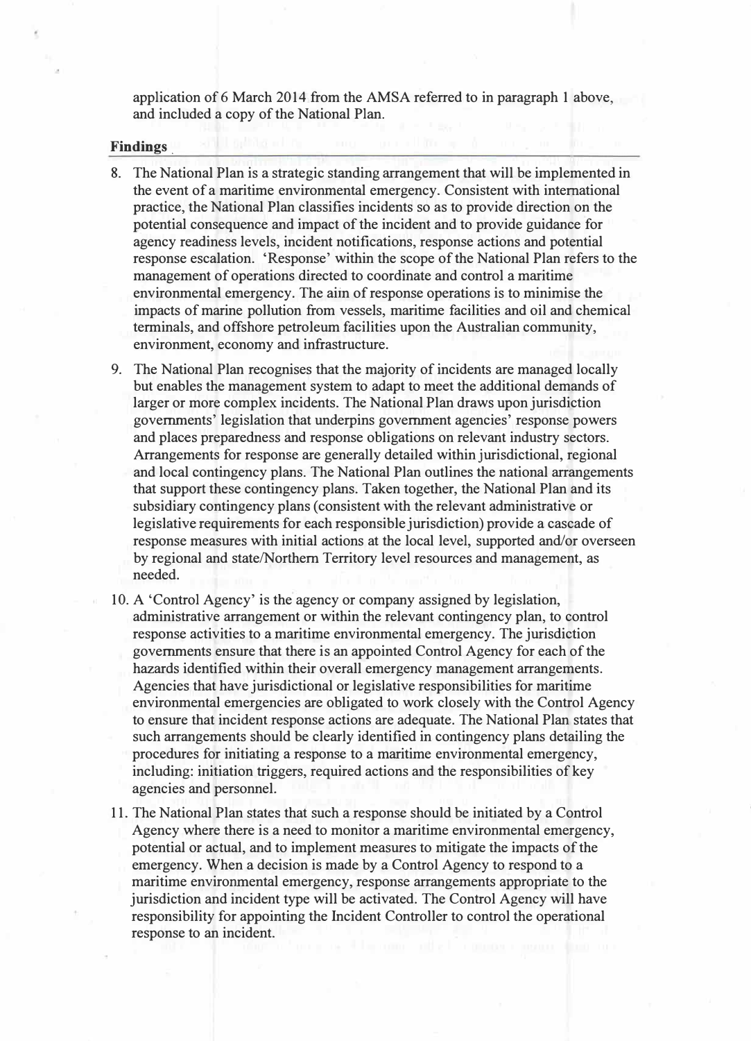application of 6 March 2014 from the AMSA referred to in paragraph 1 above, and included a copy of the National Plan.

## Findings

8. The National Plan is a strategic standing arrangement that will be implemented in the event of a maritime environmental emergency. Consistent with international practice, the National Plan classifies incidents so as to provide direction on the potential consequence and impact of the incident and to provide guidance for agency readiness levels, incident notifications, response actions and potential response escalation. 'Response' within the scope of the National Plan refers to the management of operations directed to coordinate and control a maritime environmental emergency. The aim of response operations is to minimise the impacts of marine pollution from vessels, maritime facilities and oil and chemical terminals, and offshore petroleum facilities upon the Australian community, environment, economy and infrastructure.

9. The National Plan recognises that the majority of incidents are managed locally but enables the management system to adapt to meet the additional demands of larger or more complex incidents. The National Plan draws upon jurisdiction governments' legislation that underpins government agencies' response powers and places preparedness and response obligations on relevant industry sectors. Arrangements for response are generally detailed within jurisdictional, regional and local contingency plans. The National Plan outlines the national arrangements that support these contingency plans. Taken together, the National Plan and its subsidiary contingency plans (consistent with the relevant administrative or legislative requirements for each responsible jurisdiction) provide a cascade of response measures with initial actions at the local level, supported and/or overseen by regional and state/Northern Territory level resources and management, as needed.

10. A 'Control Agency' is the agency or company assigned by legislation, administrative arrangement or within the relevant contingency plan, to control response activities to a maritime environmental emergency. The jurisdiction governments ensure that there is an appointed Control Agency for each of the hazards identified within their overall emergency management arrangements. Agencies that have jurisdictional or legislative responsibilities for maritime environmental emergencies are obligated to work closely with the Control Agency to ensure that incident response actions are adequate. The National Plan states that such arrangements should be clearly identified in contingency plans detailing the procedures for initiating a response to a maritime environmental emergency, including: initiation triggers, required actions and the responsibilities of key agencies and personnel.

11. The National Plan states that such a response should be initiated by a Control Agency where there is a need to monitor a maritime environmental emergency, potential or actual, and to implement measures to mitigate the impacts of the emergency. When a decision is made by a Control Agency to respond to a maritime environmental emergency, response arrangements appropriate to the jurisdiction and incident type will be activated. The Control Agency will have responsibility for appointing the Incident Controller to control the operational response to an incident.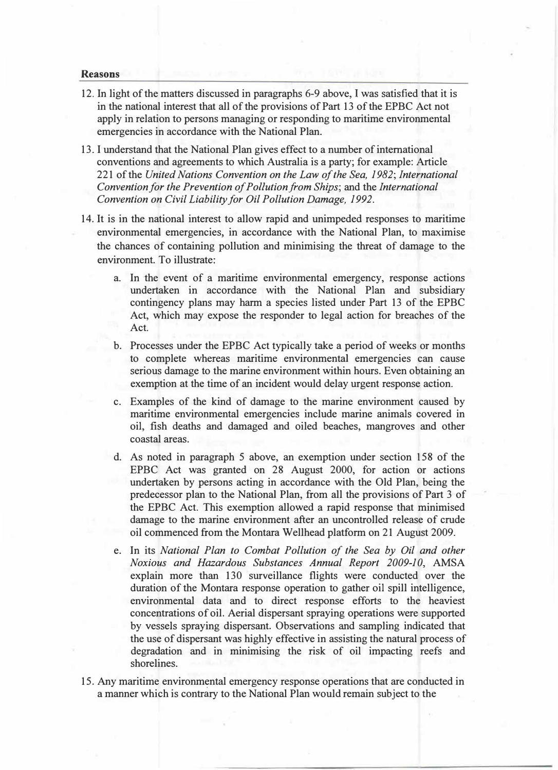**Reasons**

12. In light of the matters discussed in paragraphs 6-9 above, I was satisfied that it is in the national interest that all of the provisions of Part 13 of the EPBC Act not apply in relation to persons managing or responding to maritime environmental emergencies in accordance with the National Plan.

13. I understand that the National Plan gives effect to a number of international conventions and agreements to which Australia is a party; for example: Article 221 of the *United Nations Convention on the Law of the Sea, 1982*; *International Convention for the Prevention of Pollution from Ships*; and the *International Convention on Civil Liability for Oil Pollution Damage, 1992*.

14. It is in the national interest to allow rapid and unimpeded responses to maritime environmental emergencies, in accordance with the National Plan, to maximise the chances of containing pollution and minimising the threat of damage to the environment. To illustrate:

    a. In the event of a maritime environmental emergency, response actions undertaken in accordance with the National Plan and subsidiary contingency plans may harm a species listed under Part 13 of the EPBC Act, which may expose the responder to legal action for breaches of the Act.

    b. Processes under the EPBC Act typically take a period of weeks or months to complete whereas maritime environmental emergencies can cause serious damage to the marine environment within hours. Even obtaining an exemption at the time of an incident would delay urgent response action.

    c. Examples of the kind of damage to the marine environment caused by maritime environmental emergencies include marine animals covered in oil, fish deaths and damaged and oiled beaches, mangroves and other coastal areas.

    d. As noted in paragraph 5 above, an exemption under section 158 of the EPBC Act was granted on 28 August 2000, for action or actions undertaken by persons acting in accordance with the Old Plan, being the predecessor plan to the National Plan, from all the provisions of Part 3 of the EPBC Act. This exemption allowed a rapid response that minimised damage to the marine environment after an uncontrolled release of crude oil commenced from the Montara Wellhead platform on 21 August 2009.

    e. In its *National Plan to Combat Pollution of the Sea by Oil and other Noxious and Hazardous Substances Annual Report 2009-10*, AMSA explain more than 130 surveillance flights were conducted over the duration of the Montara response operation to gather oil spill intelligence, environmental data and to direct response efforts to the heaviest concentrations of oil. Aerial dispersant spraying operations were supported by vessels spraying dispersant. Observations and sampling indicated that the use of dispersant was highly effective in assisting the natural process of degradation and in minimising the risk of oil impacting reefs and shorelines.

15. Any maritime environmental emergency response operations that are conducted in a manner which is contrary to the National Plan would remain subject to the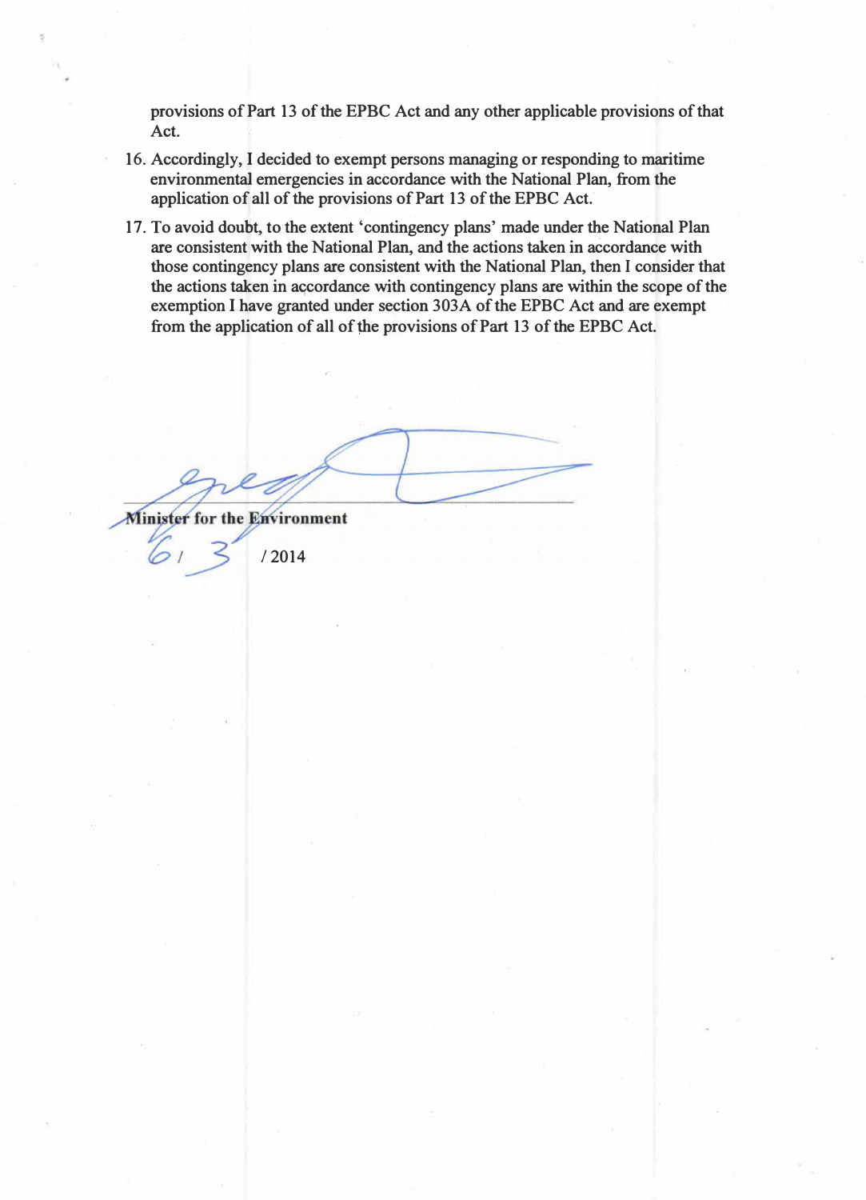provisions of Part 13 of the EPBC Act and any other applicable provisions of that Act.

16. Accordingly, I decided to exempt persons managing or responding to maritime environmental emergencies in accordance with the National Plan, from the application of all of the provisions of Part 13 of the EPBC Act.

17. To avoid doubt, to the extent 'contingency plans' made under the National Plan are consistent with the National Plan, and the actions taken in accordance with those contingency plans are consistent with the National Plan, then I consider that the actions taken in accordance with contingency plans are within the scope of the exemption I have granted under section 303A of the EPBC Act and are exempt from the application of all of the provisions of Part 13 of the EPBC Act.

**Minister for the Environment**

6 / 3 / 2014